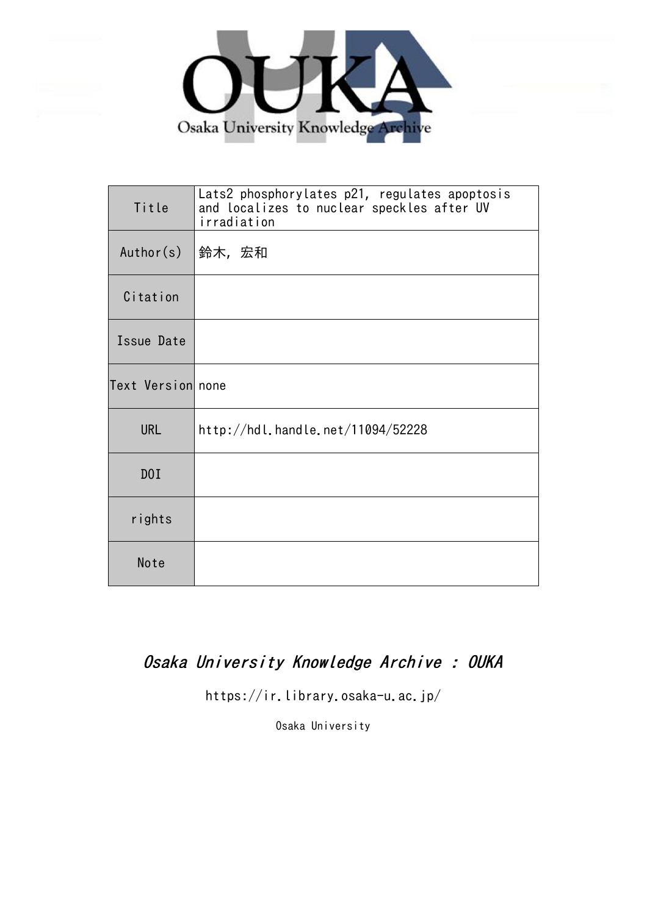| Title | Lats2 phosphorylates p21, regulates apoptosis and localizes to nuclear speckles after UV irradiation |
|---|---|
| Author(s) | 鈴木, 宏和 |
| Citation | |
| Issue Date | |
| Text Version | none |
| URL | http://hdl.handle.net/11094/52228 |
| DOI | |
| rights | |
| Note | |

*Osaka University Knowledge Archive : OUKA*

https://ir.library.osaka-u.ac.jp/

Osaka University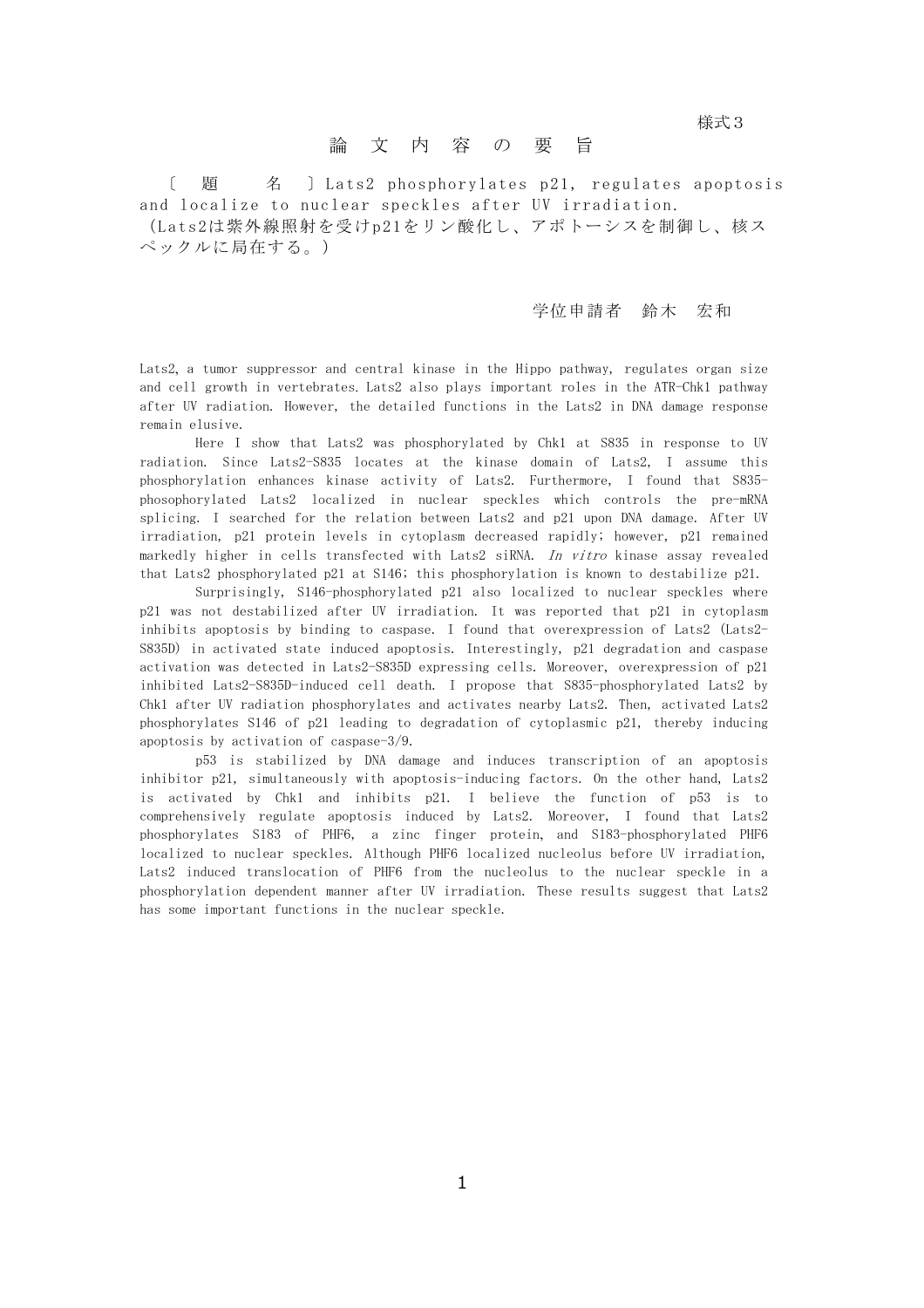様式３

# 論 文 内 容 の 要 旨

〔 題　　名 〕Lats2 phosphorylates p21, regulates apoptosis and localize to nuclear speckles after UV irradiation.
（Lats2は紫外線照射を受けp21をリン酸化し、アポトーシスを制御し、核スペックルに局在する。）

学位申請者　鈴木　宏和

Lats2, a tumor suppressor and central kinase in the Hippo pathway, regulates organ size and cell growth in vertebrates. Lats2 also plays important roles in the ATR-Chk1 pathway after UV radiation. However, the detailed functions in the Lats2 in DNA damage response remain elusive.

Here I show that Lats2 was phosphorylated by Chk1 at S835 in response to UV radiation. Since Lats2-S835 locates at the kinase domain of Lats2, I assume this phosphorylation enhances kinase activity of Lats2. Furthermore, I found that S835-phosophorylated Lats2 localized in nuclear speckles which controls the pre-mRNA splicing. I searched for the relation between Lats2 and p21 upon DNA damage. After UV irradiation, p21 protein levels in cytoplasm decreased rapidly; however, p21 remained markedly higher in cells transfected with Lats2 siRNA. *In vitro* kinase assay revealed that Lats2 phosphorylated p21 at S146; this phosphorylation is known to destabilize p21.

Surprisingly, S146-phosphorylated p21 also localized to nuclear speckles where p21 was not destabilized after UV irradiation. It was reported that p21 in cytoplasm inhibits apoptosis by binding to caspase. I found that overexpression of Lats2 (Lats2-S835D) in activated state induced apoptosis. Interestingly, p21 degradation and caspase activation was detected in Lats2-S835D expressing cells. Moreover, overexpression of p21 inhibited Lats2-S835D-induced cell death. I propose that S835-phosphorylated Lats2 by Chk1 after UV radiation phosphorylates and activates nearby Lats2. Then, activated Lats2 phosphorylates S146 of p21 leading to degradation of cytoplasmic p21, thereby inducing apoptosis by activation of caspase-3/9.

p53 is stabilized by DNA damage and induces transcription of an apoptosis inhibitor p21, simultaneously with apoptosis-inducing factors. On the other hand, Lats2 is activated by Chk1 and inhibits p21. I believe the function of p53 is to comprehensively regulate apoptosis induced by Lats2. Moreover, I found that Lats2 phosphorylates S183 of PHF6, a zinc finger protein, and S183-phosphorylated PHF6 localized to nuclear speckles. Although PHF6 localized nucleolus before UV irradiation, Lats2 induced translocation of PHF6 from the nucleolus to the nuclear speckle in a phosphorylation dependent manner after UV irradiation. These results suggest that Lats2 has some important functions in the nuclear speckle.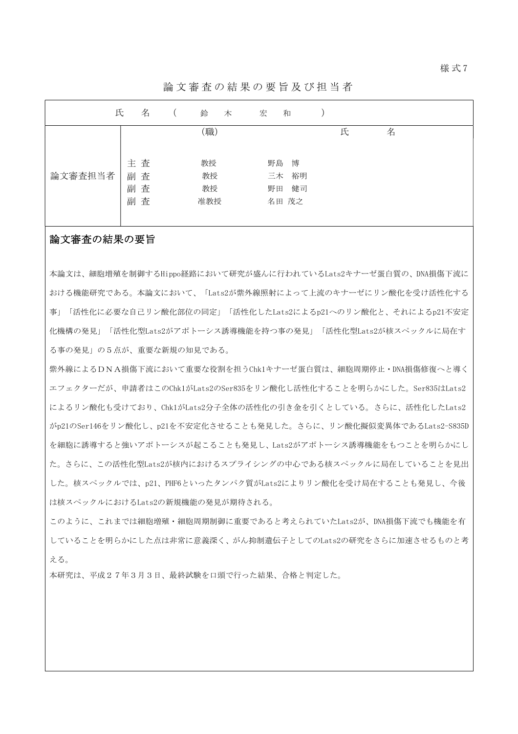様式7

# 論文審査の結果の要旨及び担当者

| 氏　名　（　鈴　木　宏　和　） | | | |
|---|---|---|---|
| 論文審査担当者 | | （職） | 氏　名 |
| | 主 査 | 教授 | 野島　博 |
| | 副 査 | 教授 | 三木　裕明 |
| | 副 査 | 教授 | 野田　健司 |
| | 副 査 | 准教授 | 名田 茂之 |

## 論文審査の結果の要旨

本論文は、細胞増殖を制御するHippo経路において研究が盛んに行われているLats2キナーゼ蛋白質の、DNA損傷下流における機能研究である。本論文において、「Lats2が紫外線照射によって上流のキナーゼにリン酸化を受け活性化する事」「活性化に必要な自己リン酸化部位の同定」「活性化したLats2によるp21へのリン酸化と、それによるp21不安定化機構の発見」「活性化型Lats2がアポトーシス誘導機能を持つ事の発見」「活性化型Lats2が核スペックルに局在する事の発見」の５点が、重要な新規の知見である。

紫外線によるＤＮＡ損傷下流において重要な役割を担うChk1キナーゼ蛋白質は、細胞周期停止・DNA損傷修復へと導くエフェクターだが、申請者はこのChk1がLats2のSer835をリン酸化し活性化することを明らかにした。Ser835はLats2によるリン酸化も受けており、Chk1がLats2分子全体の活性化の引き金を引くとしている。さらに、活性化したLats2がp21のSer146をリン酸化し、p21を不安定化させることも発見した。さらに、リン酸化擬似変異体であるLats2-S835Dを細胞に誘導すると強いアポトーシスが起こることも発見し、Lats2がアポトーシス誘導機能をもつことを明らかにした。さらに、この活性化型Lats2が核内におけるスプライシングの中心である核スペックルに局在していることを見出した。核スペックルでは、p21、PHF6といったタンパク質がLats2によりリン酸化を受け局在することも発見し、今後は核スペックルにおけるLats2の新規機能の発見が期待される。

このように、これまでは細胞増殖・細胞周期制御に重要であると考えられていたLats2が、DNA損傷下流でも機能を有していることを明らかにした点は非常に意義深く、がん抑制遺伝子としてのLats2の研究をさらに加速させるものと考える。

本研究は、平成２７年３月３日、最終試験を口頭で行った結果、合格と判定した。